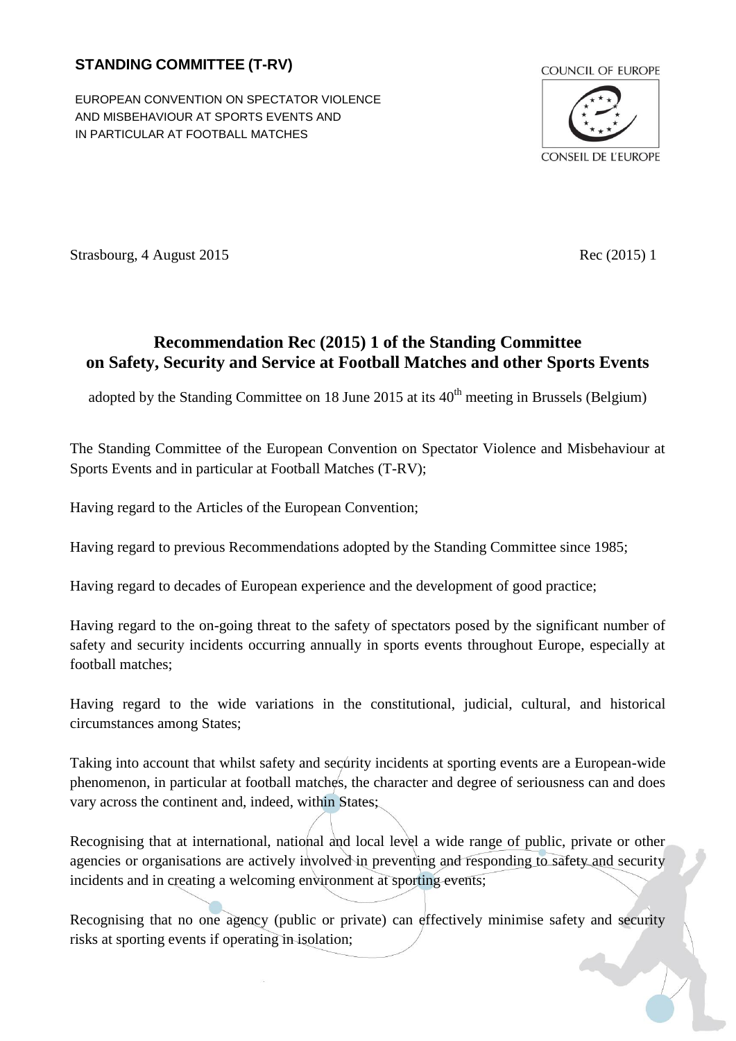**STANDING COMMITTEE (T-RV)**

EUROPEAN CONVENTION ON SPECTATOR VIOLENCE AND MISBEHAVIOUR AT SPORTS EVENTS AND IN PARTICULAR AT FOOTBALL MATCHES

COUNCIL OF EUROPE

CONSEIL DE L'EUROPE

Strasbourg, 4 August 2015

Rec (2015) 1

# Recommendation Rec (2015) 1 of the Standing Committee on Safety, Security and Service at Football Matches and other Sports Events

adopted by the Standing Committee on 18 June 2015 at its 40th meeting in Brussels (Belgium)

The Standing Committee of the European Convention on Spectator Violence and Misbehaviour at Sports Events and in particular at Football Matches (T-RV);

Having regard to the Articles of the European Convention;

Having regard to previous Recommendations adopted by the Standing Committee since 1985;

Having regard to decades of European experience and the development of good practice;

Having regard to the on-going threat to the safety of spectators posed by the significant number of safety and security incidents occurring annually in sports events throughout Europe, especially at football matches;

Having regard to the wide variations in the constitutional, judicial, cultural, and historical circumstances among States;

Taking into account that whilst safety and security incidents at sporting events are a European-wide phenomenon, in particular at football matches, the character and degree of seriousness can and does vary across the continent and, indeed, within States;

Recognising that at international, national and local level a wide range of public, private or other agencies or organisations are actively involved in preventing and responding to safety and security incidents and in creating a welcoming environment at sporting events;

Recognising that no one agency (public or private) can effectively minimise safety and security risks at sporting events if operating in isolation;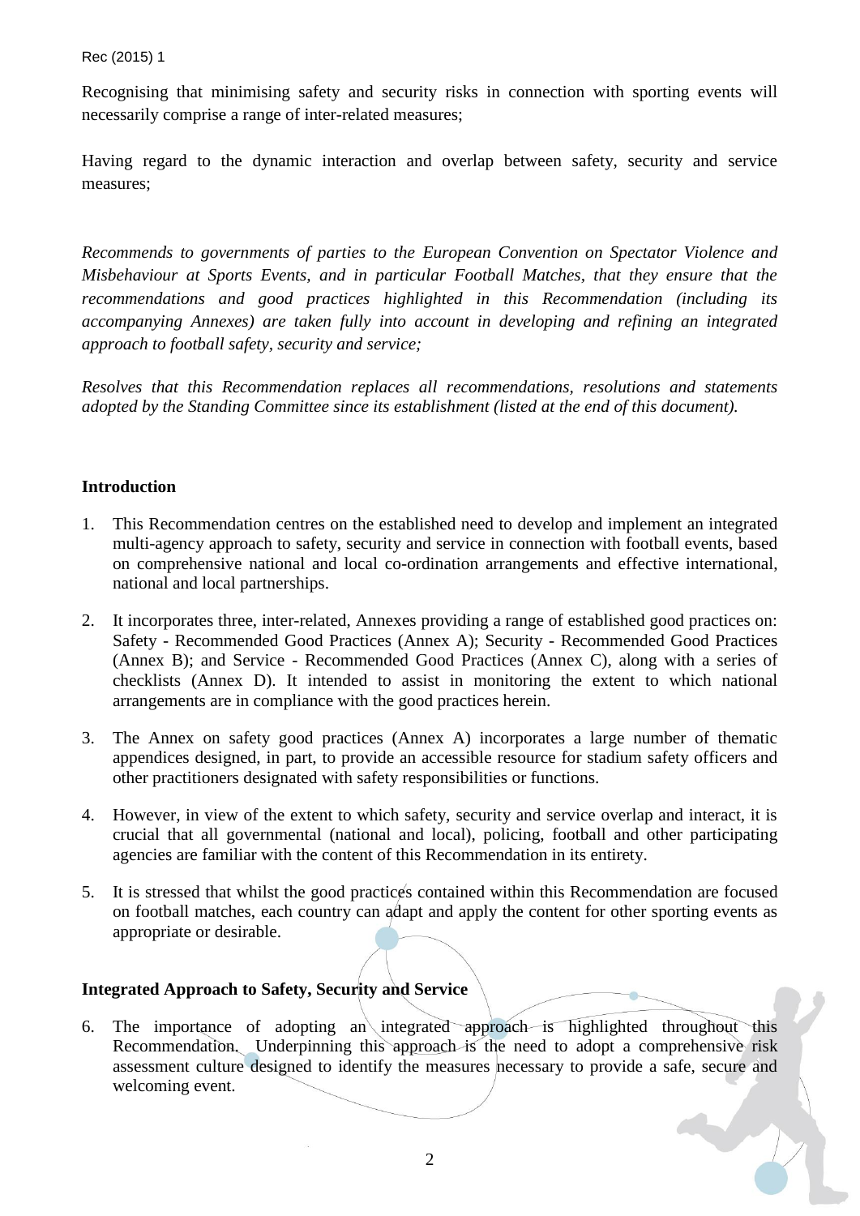Recognising that minimising safety and security risks in connection with sporting events will necessarily comprise a range of inter-related measures;

Having regard to the dynamic interaction and overlap between safety, security and service measures;

*Recommends to governments of parties to the European Convention on Spectator Violence and Misbehaviour at Sports Events, and in particular Football Matches, that they ensure that the recommendations and good practices highlighted in this Recommendation (including its accompanying Annexes) are taken fully into account in developing and refining an integrated approach to football safety, security and service;*

*Resolves that this Recommendation replaces all recommendations, resolutions and statements adopted by the Standing Committee since its establishment (listed at the end of this document).*

**Introduction**

1. This Recommendation centres on the established need to develop and implement an integrated multi-agency approach to safety, security and service in connection with football events, based on comprehensive national and local co-ordination arrangements and effective international, national and local partnerships.

2. It incorporates three, inter-related, Annexes providing a range of established good practices on: Safety - Recommended Good Practices (Annex A); Security - Recommended Good Practices (Annex B); and Service - Recommended Good Practices (Annex C), along with a series of checklists (Annex D). It intended to assist in monitoring the extent to which national arrangements are in compliance with the good practices herein.

3. The Annex on safety good practices (Annex A) incorporates a large number of thematic appendices designed, in part, to provide an accessible resource for stadium safety officers and other practitioners designated with safety responsibilities or functions.

4. However, in view of the extent to which safety, security and service overlap and interact, it is crucial that all governmental (national and local), policing, football and other participating agencies are familiar with the content of this Recommendation in its entirety.

5. It is stressed that whilst the good practices contained within this Recommendation are focused on football matches, each country can adapt and apply the content for other sporting events as appropriate or desirable.

**Integrated Approach to Safety, Security and Service**

6. The importance of adopting an integrated approach is highlighted throughout this Recommendation. Underpinning this approach is the need to adopt a comprehensive risk assessment culture designed to identify the measures necessary to provide a safe, secure and welcoming event.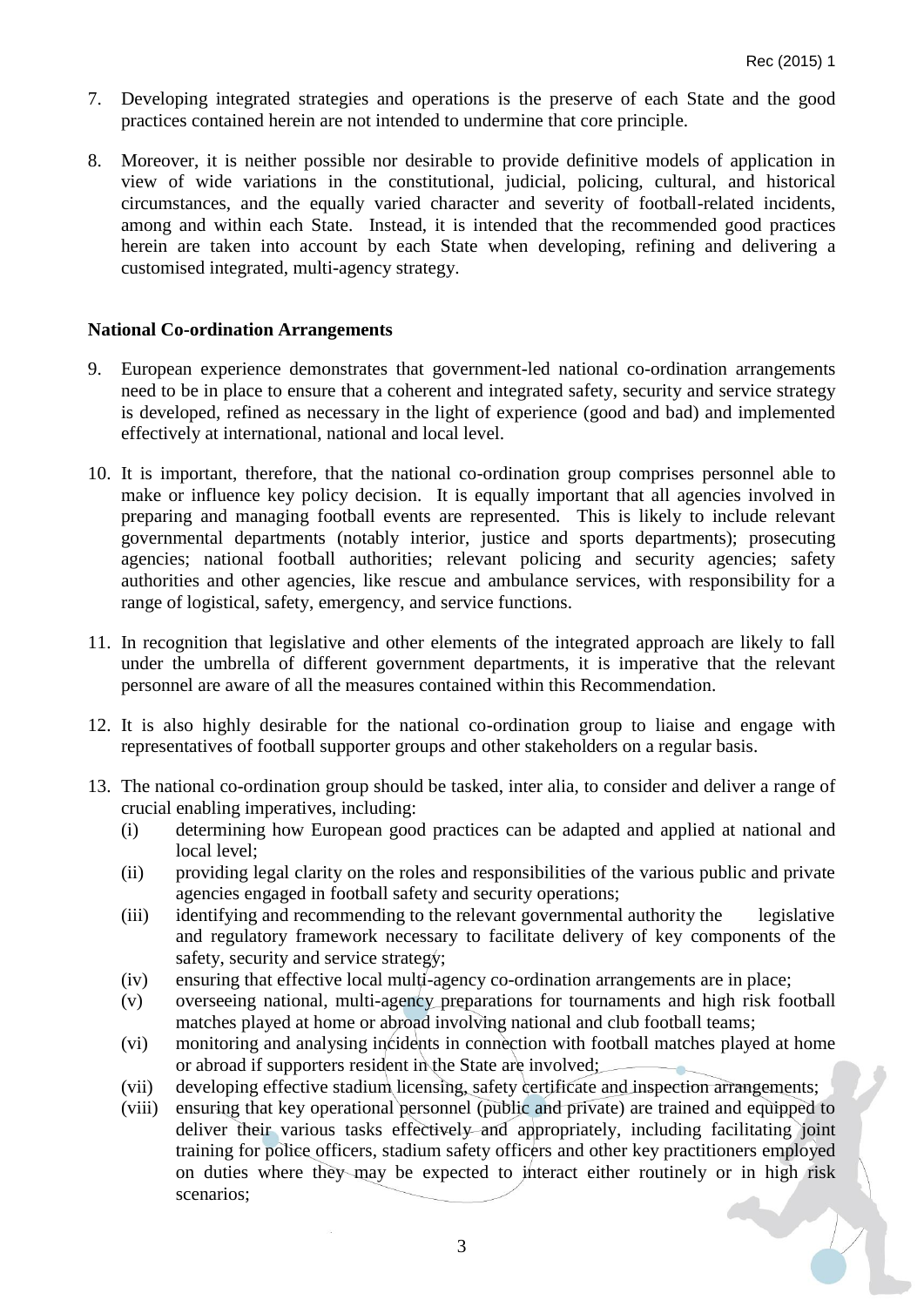7. Developing integrated strategies and operations is the preserve of each State and the good practices contained herein are not intended to undermine that core principle.

8. Moreover, it is neither possible nor desirable to provide definitive models of application in view of wide variations in the constitutional, judicial, policing, cultural, and historical circumstances, and the equally varied character and severity of football-related incidents, among and within each State. Instead, it is intended that the recommended good practices herein are taken into account by each State when developing, refining and delivering a customised integrated, multi-agency strategy.

**National Co-ordination Arrangements**

9. European experience demonstrates that government-led national co-ordination arrangements need to be in place to ensure that a coherent and integrated safety, security and service strategy is developed, refined as necessary in the light of experience (good and bad) and implemented effectively at international, national and local level.

10. It is important, therefore, that the national co-ordination group comprises personnel able to make or influence key policy decision. It is equally important that all agencies involved in preparing and managing football events are represented. This is likely to include relevant governmental departments (notably interior, justice and sports departments); prosecuting agencies; national football authorities; relevant policing and security agencies; safety authorities and other agencies, like rescue and ambulance services, with responsibility for a range of logistical, safety, emergency, and service functions.

11. In recognition that legislative and other elements of the integrated approach are likely to fall under the umbrella of different government departments, it is imperative that the relevant personnel are aware of all the measures contained within this Recommendation.

12. It is also highly desirable for the national co-ordination group to liaise and engage with representatives of football supporter groups and other stakeholders on a regular basis.

13. The national co-ordination group should be tasked, inter alia, to consider and deliver a range of crucial enabling imperatives, including:
    - (i) determining how European good practices can be adapted and applied at national and local level;
    - (ii) providing legal clarity on the roles and responsibilities of the various public and private agencies engaged in football safety and security operations;
    - (iii) identifying and recommending to the relevant governmental authority the legislative and regulatory framework necessary to facilitate delivery of key components of the safety, security and service strategy;
    - (iv) ensuring that effective local multi-agency co-ordination arrangements are in place;
    - (v) overseeing national, multi-agency preparations for tournaments and high risk football matches played at home or abroad involving national and club football teams;
    - (vi) monitoring and analysing incidents in connection with football matches played at home or abroad if supporters resident in the State are involved;
    - (vii) developing effective stadium licensing, safety certificate and inspection arrangements;
    - (viii) ensuring that key operational personnel (public and private) are trained and equipped to deliver their various tasks effectively and appropriately, including facilitating joint training for police officers, stadium safety officers and other key practitioners employed on duties where they may be expected to interact either routinely or in high risk scenarios;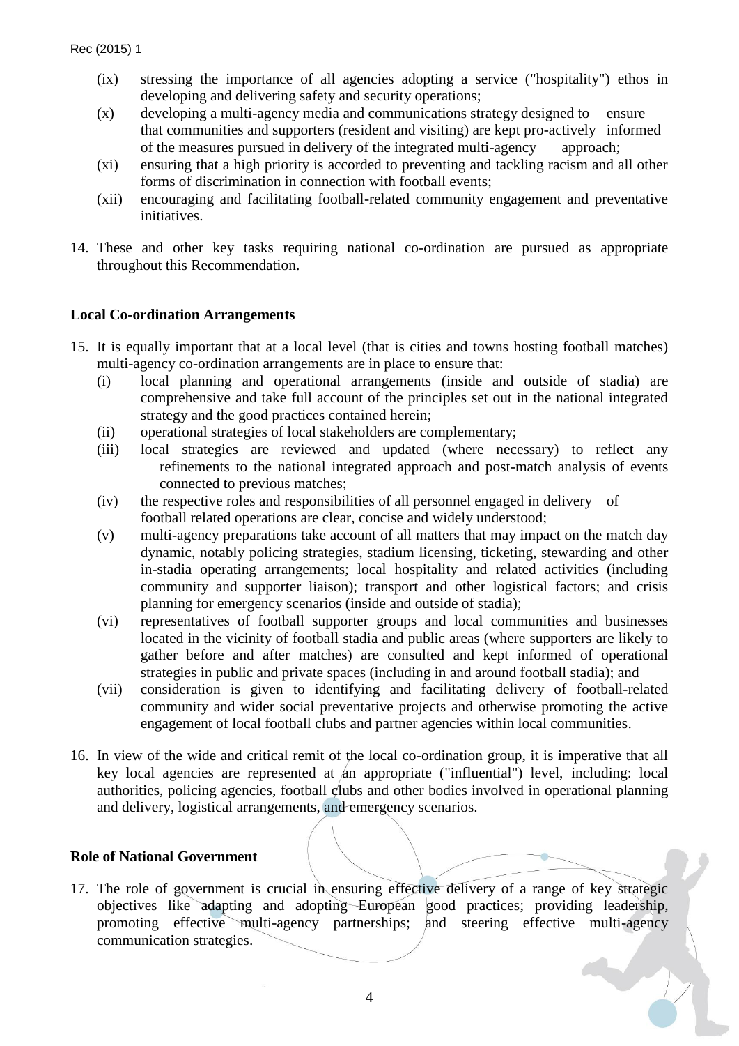(ix) stressing the importance of all agencies adopting a service ("hospitality") ethos in developing and delivering safety and security operations;

(x) developing a multi-agency media and communications strategy designed to ensure that communities and supporters (resident and visiting) are kept pro-actively informed of the measures pursued in delivery of the integrated multi-agency approach;

(xi) ensuring that a high priority is accorded to preventing and tackling racism and all other forms of discrimination in connection with football events;

(xii) encouraging and facilitating football-related community engagement and preventative initiatives.

14. These and other key tasks requiring national co-ordination are pursued as appropriate throughout this Recommendation.

**Local Co-ordination Arrangements**

15. It is equally important that at a local level (that is cities and towns hosting football matches) multi-agency co-ordination arrangements are in place to ensure that:

(i) local planning and operational arrangements (inside and outside of stadia) are comprehensive and take full account of the principles set out in the national integrated strategy and the good practices contained herein;

(ii) operational strategies of local stakeholders are complementary;

(iii) local strategies are reviewed and updated (where necessary) to reflect any refinements to the national integrated approach and post-match analysis of events connected to previous matches;

(iv) the respective roles and responsibilities of all personnel engaged in delivery of football related operations are clear, concise and widely understood;

(v) multi-agency preparations take account of all matters that may impact on the match day dynamic, notably policing strategies, stadium licensing, ticketing, stewarding and other in-stadia operating arrangements; local hospitality and related activities (including community and supporter liaison); transport and other logistical factors; and crisis planning for emergency scenarios (inside and outside of stadia);

(vi) representatives of football supporter groups and local communities and businesses located in the vicinity of football stadia and public areas (where supporters are likely to gather before and after matches) are consulted and kept informed of operational strategies in public and private spaces (including in and around football stadia); and

(vii) consideration is given to identifying and facilitating delivery of football-related community and wider social preventative projects and otherwise promoting the active engagement of local football clubs and partner agencies within local communities.

16. In view of the wide and critical remit of the local co-ordination group, it is imperative that all key local agencies are represented at an appropriate ("influential") level, including: local authorities, policing agencies, football clubs and other bodies involved in operational planning and delivery, logistical arrangements, and emergency scenarios.

**Role of National Government**

17. The role of government is crucial in ensuring effective delivery of a range of key strategic objectives like adapting and adopting European good practices; providing leadership, promoting effective multi-agency partnerships; and steering effective multi-agency communication strategies.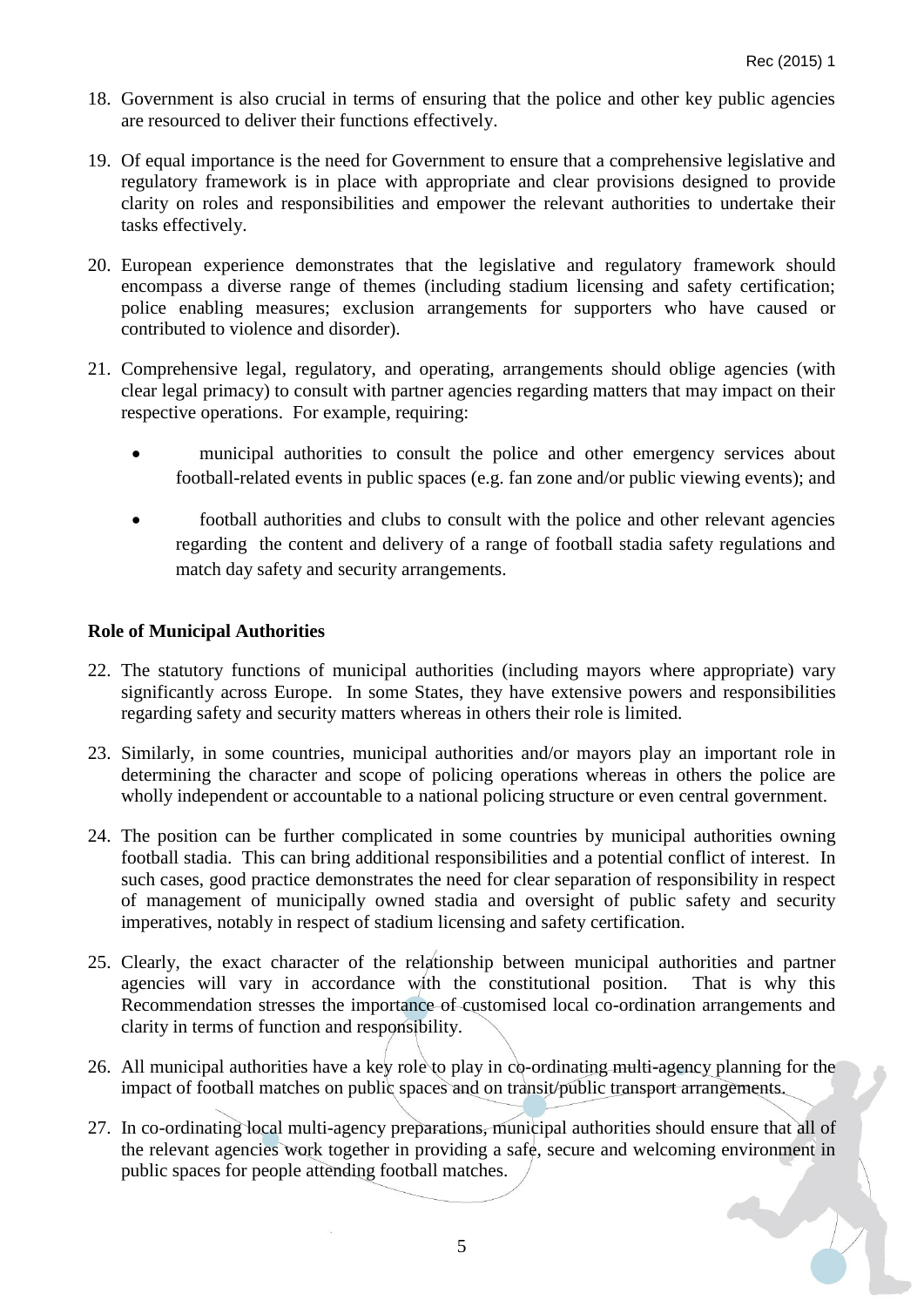18. Government is also crucial in terms of ensuring that the police and other key public agencies are resourced to deliver their functions effectively.

19. Of equal importance is the need for Government to ensure that a comprehensive legislative and regulatory framework is in place with appropriate and clear provisions designed to provide clarity on roles and responsibilities and empower the relevant authorities to undertake their tasks effectively.

20. European experience demonstrates that the legislative and regulatory framework should encompass a diverse range of themes (including stadium licensing and safety certification; police enabling measures; exclusion arrangements for supporters who have caused or contributed to violence and disorder).

21. Comprehensive legal, regulatory, and operating, arrangements should oblige agencies (with clear legal primacy) to consult with partner agencies regarding matters that may impact on their respective operations. For example, requiring:

    - municipal authorities to consult the police and other emergency services about football-related events in public spaces (e.g. fan zone and/or public viewing events); and

    - football authorities and clubs to consult with the police and other relevant agencies regarding the content and delivery of a range of football stadia safety regulations and match day safety and security arrangements.

**Role of Municipal Authorities**

22. The statutory functions of municipal authorities (including mayors where appropriate) vary significantly across Europe. In some States, they have extensive powers and responsibilities regarding safety and security matters whereas in others their role is limited.

23. Similarly, in some countries, municipal authorities and/or mayors play an important role in determining the character and scope of policing operations whereas in others the police are wholly independent or accountable to a national policing structure or even central government.

24. The position can be further complicated in some countries by municipal authorities owning football stadia. This can bring additional responsibilities and a potential conflict of interest. In such cases, good practice demonstrates the need for clear separation of responsibility in respect of management of municipally owned stadia and oversight of public safety and security imperatives, notably in respect of stadium licensing and safety certification.

25. Clearly, the exact character of the relationship between municipal authorities and partner agencies will vary in accordance with the constitutional position. That is why this Recommendation stresses the importance of customised local co-ordination arrangements and clarity in terms of function and responsibility.

26. All municipal authorities have a key role to play in co-ordinating multi-agency planning for the impact of football matches on public spaces and on transit/public transport arrangements.

27. In co-ordinating local multi-agency preparations, municipal authorities should ensure that all of the relevant agencies work together in providing a safe, secure and welcoming environment in public spaces for people attending football matches.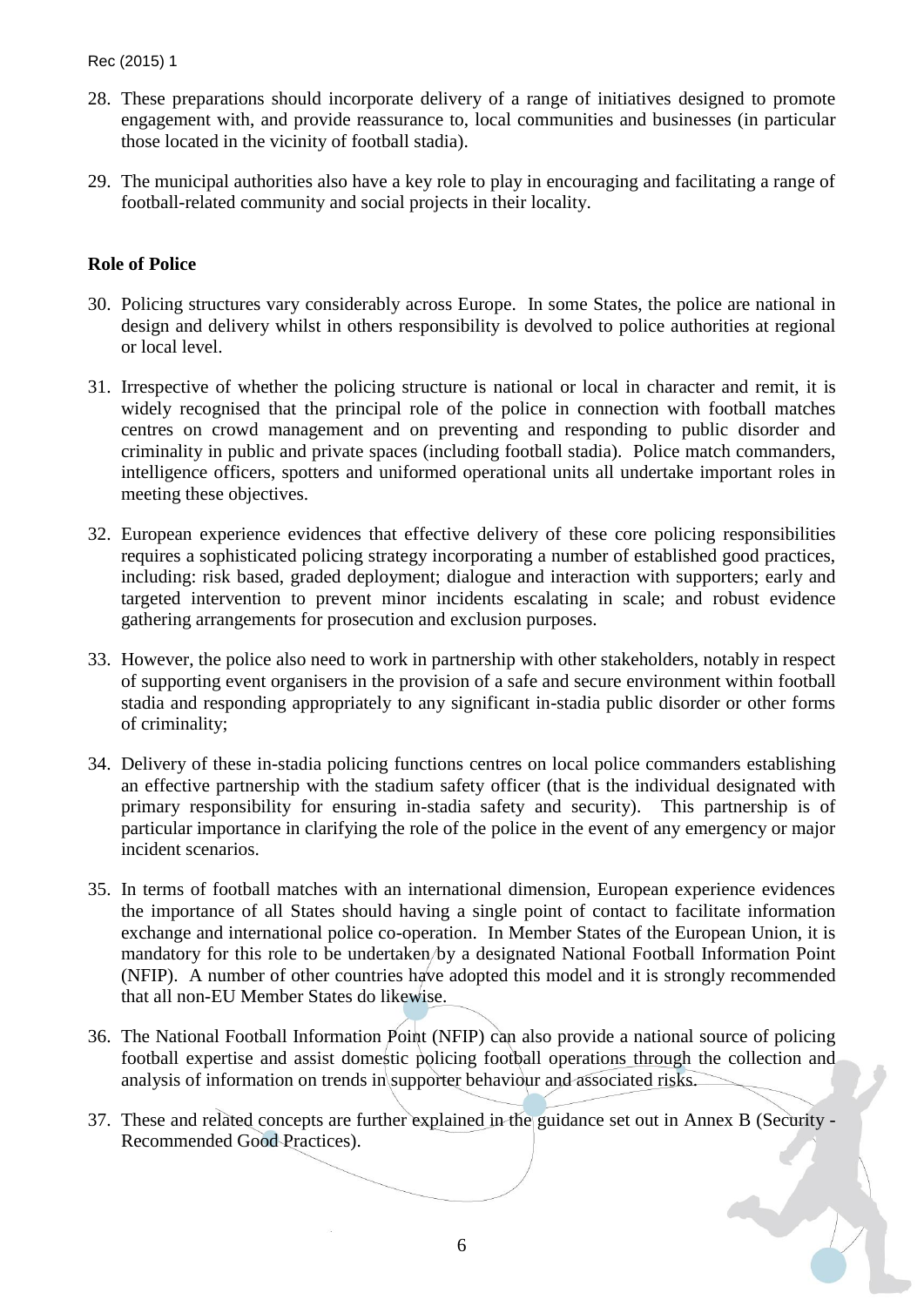28. These preparations should incorporate delivery of a range of initiatives designed to promote engagement with, and provide reassurance to, local communities and businesses (in particular those located in the vicinity of football stadia).

29. The municipal authorities also have a key role to play in encouraging and facilitating a range of football-related community and social projects in their locality.

**Role of Police**

30. Policing structures vary considerably across Europe. In some States, the police are national in design and delivery whilst in others responsibility is devolved to police authorities at regional or local level.

31. Irrespective of whether the policing structure is national or local in character and remit, it is widely recognised that the principal role of the police in connection with football matches centres on crowd management and on preventing and responding to public disorder and criminality in public and private spaces (including football stadia). Police match commanders, intelligence officers, spotters and uniformed operational units all undertake important roles in meeting these objectives.

32. European experience evidences that effective delivery of these core policing responsibilities requires a sophisticated policing strategy incorporating a number of established good practices, including: risk based, graded deployment; dialogue and interaction with supporters; early and targeted intervention to prevent minor incidents escalating in scale; and robust evidence gathering arrangements for prosecution and exclusion purposes.

33. However, the police also need to work in partnership with other stakeholders, notably in respect of supporting event organisers in the provision of a safe and secure environment within football stadia and responding appropriately to any significant in-stadia public disorder or other forms of criminality;

34. Delivery of these in-stadia policing functions centres on local police commanders establishing an effective partnership with the stadium safety officer (that is the individual designated with primary responsibility for ensuring in-stadia safety and security). This partnership is of particular importance in clarifying the role of the police in the event of any emergency or major incident scenarios.

35. In terms of football matches with an international dimension, European experience evidences the importance of all States should having a single point of contact to facilitate information exchange and international police co-operation. In Member States of the European Union, it is mandatory for this role to be undertaken by a designated National Football Information Point (NFIP). A number of other countries have adopted this model and it is strongly recommended that all non-EU Member States do likewise.

36. The National Football Information Point (NFIP) can also provide a national source of policing football expertise and assist domestic policing football operations through the collection and analysis of information on trends in supporter behaviour and associated risks.

37. These and related concepts are further explained in the guidance set out in Annex B (Security - Recommended Good Practices).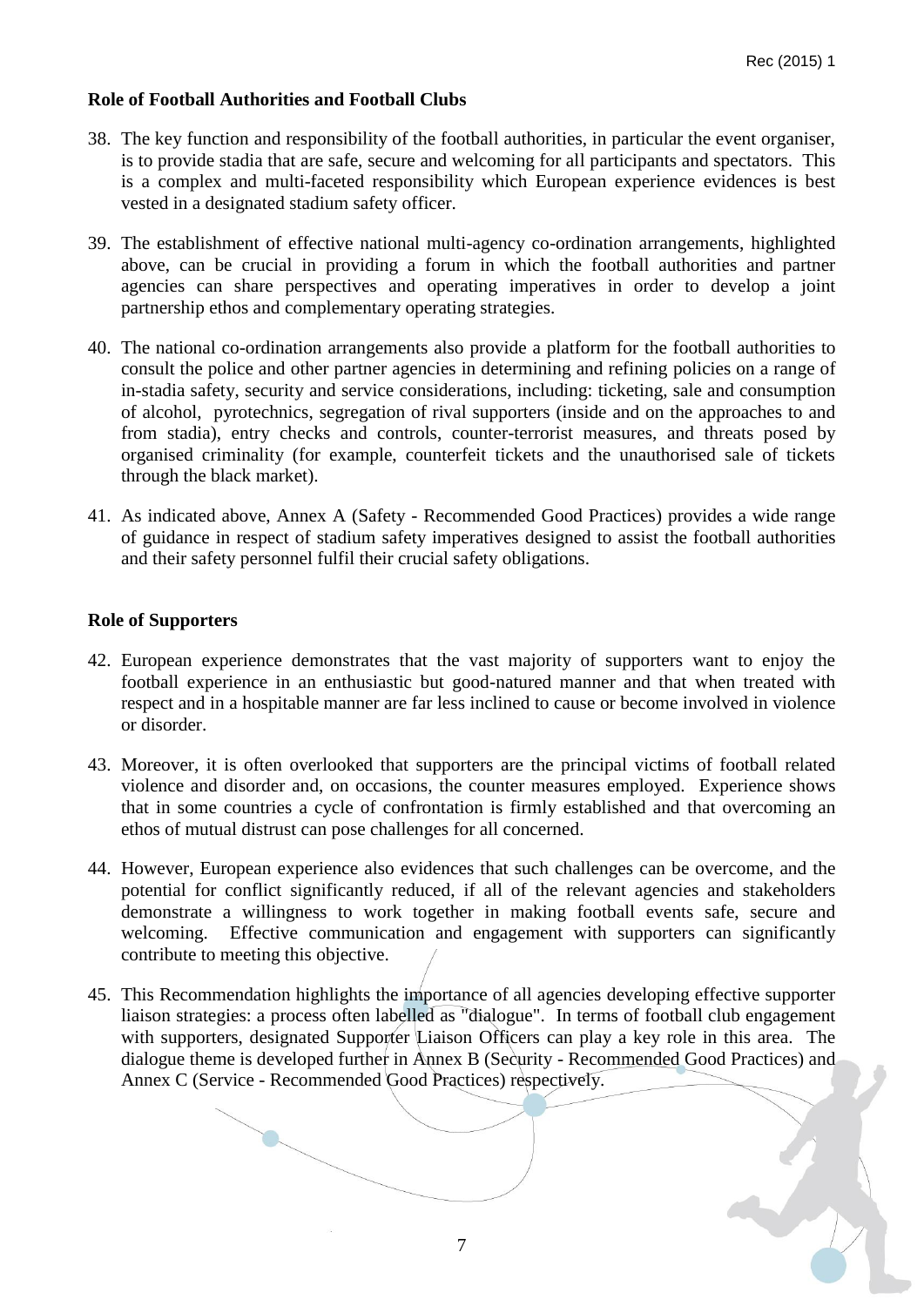**Role of Football Authorities and Football Clubs**

38. The key function and responsibility of the football authorities, in particular the event organiser, is to provide stadia that are safe, secure and welcoming for all participants and spectators. This is a complex and multi-faceted responsibility which European experience evidences is best vested in a designated stadium safety officer.

39. The establishment of effective national multi-agency co-ordination arrangements, highlighted above, can be crucial in providing a forum in which the football authorities and partner agencies can share perspectives and operating imperatives in order to develop a joint partnership ethos and complementary operating strategies.

40. The national co-ordination arrangements also provide a platform for the football authorities to consult the police and other partner agencies in determining and refining policies on a range of in-stadia safety, security and service considerations, including: ticketing, sale and consumption of alcohol, pyrotechnics, segregation of rival supporters (inside and on the approaches to and from stadia), entry checks and controls, counter-terrorist measures, and threats posed by organised criminality (for example, counterfeit tickets and the unauthorised sale of tickets through the black market).

41. As indicated above, Annex A (Safety - Recommended Good Practices) provides a wide range of guidance in respect of stadium safety imperatives designed to assist the football authorities and their safety personnel fulfil their crucial safety obligations.

**Role of Supporters**

42. European experience demonstrates that the vast majority of supporters want to enjoy the football experience in an enthusiastic but good-natured manner and that when treated with respect and in a hospitable manner are far less inclined to cause or become involved in violence or disorder.

43. Moreover, it is often overlooked that supporters are the principal victims of football related violence and disorder and, on occasions, the counter measures employed. Experience shows that in some countries a cycle of confrontation is firmly established and that overcoming an ethos of mutual distrust can pose challenges for all concerned.

44. However, European experience also evidences that such challenges can be overcome, and the potential for conflict significantly reduced, if all of the relevant agencies and stakeholders demonstrate a willingness to work together in making football events safe, secure and welcoming. Effective communication and engagement with supporters can significantly contribute to meeting this objective.

45. This Recommendation highlights the importance of all agencies developing effective supporter liaison strategies: a process often labelled as "dialogue". In terms of football club engagement with supporters, designated Supporter Liaison Officers can play a key role in this area. The dialogue theme is developed further in Annex B (Security - Recommended Good Practices) and Annex C (Service - Recommended Good Practices) respectively.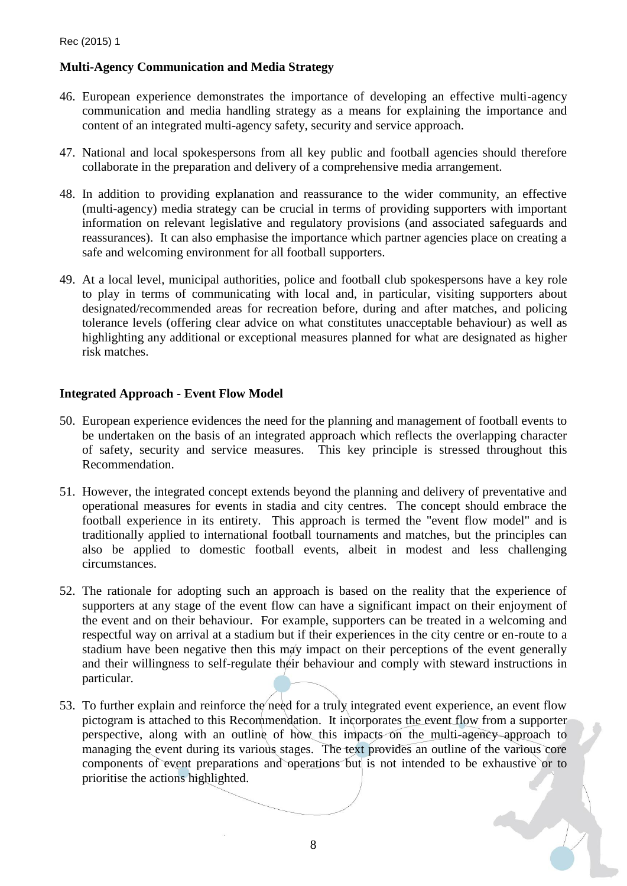## Multi-Agency Communication and Media Strategy

46. European experience demonstrates the importance of developing an effective multi-agency communication and media handling strategy as a means for explaining the importance and content of an integrated multi-agency safety, security and service approach.

47. National and local spokespersons from all key public and football agencies should therefore collaborate in the preparation and delivery of a comprehensive media arrangement.

48. In addition to providing explanation and reassurance to the wider community, an effective (multi-agency) media strategy can be crucial in terms of providing supporters with important information on relevant legislative and regulatory provisions (and associated safeguards and reassurances). It can also emphasise the importance which partner agencies place on creating a safe and welcoming environment for all football supporters.

49. At a local level, municipal authorities, police and football club spokespersons have a key role to play in terms of communicating with local and, in particular, visiting supporters about designated/recommended areas for recreation before, during and after matches, and policing tolerance levels (offering clear advice on what constitutes unacceptable behaviour) as well as highlighting any additional or exceptional measures planned for what are designated as higher risk matches.

## Integrated Approach - Event Flow Model

50. European experience evidences the need for the planning and management of football events to be undertaken on the basis of an integrated approach which reflects the overlapping character of safety, security and service measures. This key principle is stressed throughout this Recommendation.

51. However, the integrated concept extends beyond the planning and delivery of preventative and operational measures for events in stadia and city centres. The concept should embrace the football experience in its entirety. This approach is termed the "event flow model" and is traditionally applied to international football tournaments and matches, but the principles can also be applied to domestic football events, albeit in modest and less challenging circumstances.

52. The rationale for adopting such an approach is based on the reality that the experience of supporters at any stage of the event flow can have a significant impact on their enjoyment of the event and on their behaviour. For example, supporters can be treated in a welcoming and respectful way on arrival at a stadium but if their experiences in the city centre or en-route to a stadium have been negative then this may impact on their perceptions of the event generally and their willingness to self-regulate their behaviour and comply with steward instructions in particular.

53. To further explain and reinforce the need for a truly integrated event experience, an event flow pictogram is attached to this Recommendation. It incorporates the event flow from a supporter perspective, along with an outline of how this impacts on the multi-agency approach to managing the event during its various stages. The text provides an outline of the various core components of event preparations and operations but is not intended to be exhaustive or to prioritise the actions highlighted.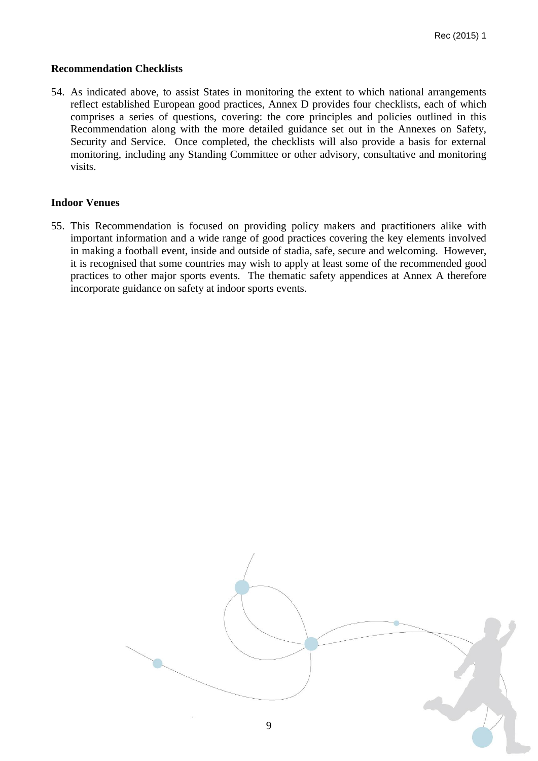### Recommendation Checklists

54. As indicated above, to assist States in monitoring the extent to which national arrangements reflect established European good practices, Annex D provides four checklists, each of which comprises a series of questions, covering: the core principles and policies outlined in this Recommendation along with the more detailed guidance set out in the Annexes on Safety, Security and Service. Once completed, the checklists will also provide a basis for external monitoring, including any Standing Committee or other advisory, consultative and monitoring visits.

### Indoor Venues

55. This Recommendation is focused on providing policy makers and practitioners alike with important information and a wide range of good practices covering the key elements involved in making a football event, inside and outside of stadia, safe, secure and welcoming. However, it is recognised that some countries may wish to apply at least some of the recommended good practices to other major sports events. The thematic safety appendices at Annex A therefore incorporate guidance on safety at indoor sports events.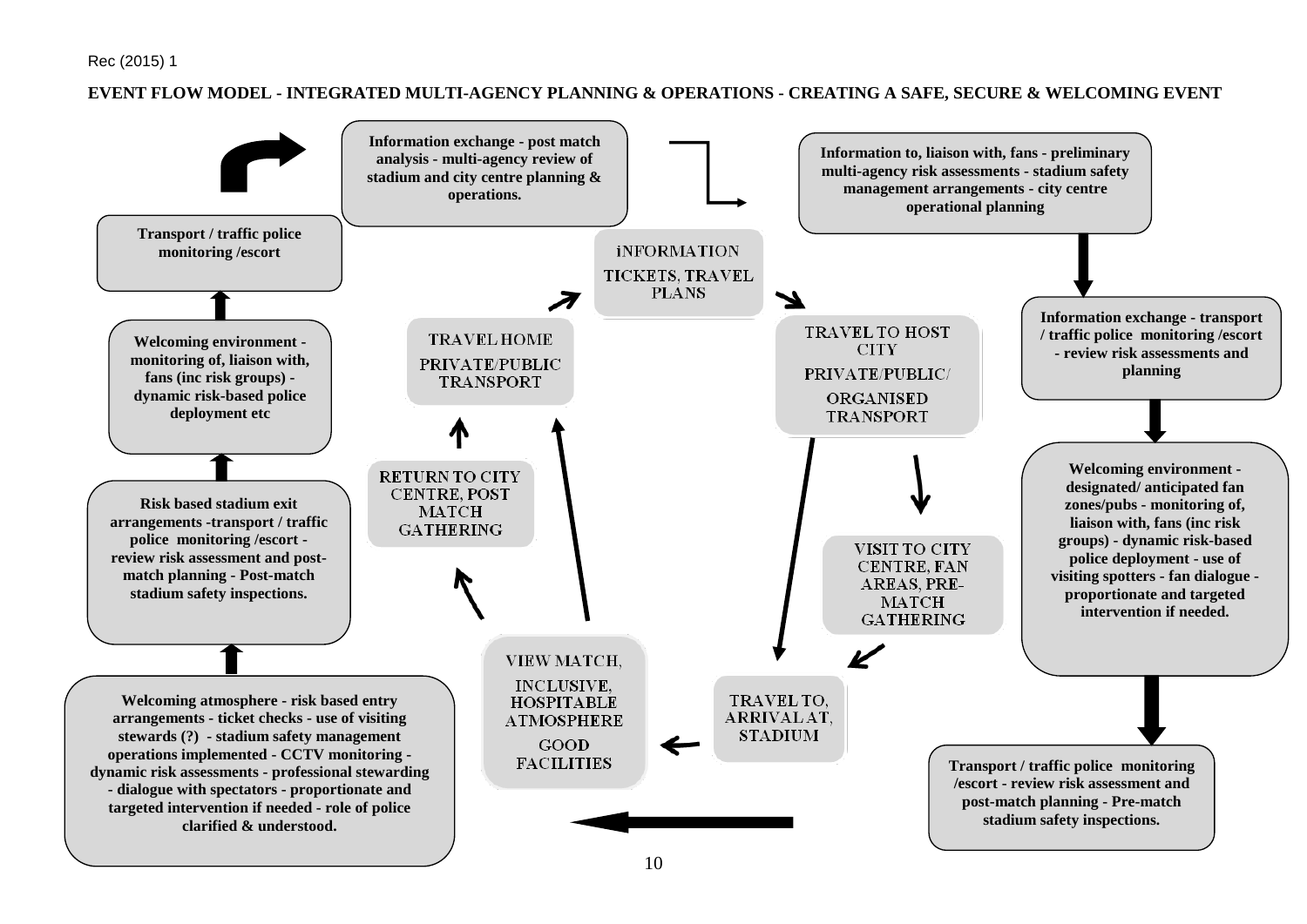**EVENT FLOW MODEL - INTEGRATED MULTI-AGENCY PLANNING & OPERATIONS - CREATING A SAFE, SECURE & WELCOMING EVENT**

**Information to, liaison with, fans - preliminary multi-agency risk assessments - stadium safety management arrangements - city centre operational planning**

**Information exchange - transport / traffic police monitoring /escort - review risk assessments and planning**

**Welcoming environment - designated/ anticipated fan zones/pubs - monitoring of, liaison with, fans (inc risk groups) - dynamic risk-based police deployment - use of visiting spotters - fan dialogue - proportionate and targeted intervention if needed.**

**Transport / traffic police monitoring /escort - review risk assessment and post-match planning - Pre-match stadium safety inspections.**

**Welcoming atmosphere - risk based entry arrangements - ticket checks - use of visiting stewards (?) - stadium safety management operations implemented - CCTV monitoring - dynamic risk assessments - professional stewarding - dialogue with spectators - proportionate and targeted intervention if needed - role of police clarified & understood.**

**Risk based stadium exit arrangements -transport / traffic police monitoring /escort - review risk assessment and post-match planning - Post-match stadium safety inspections.**

**Welcoming environment - monitoring of, liaison with, fans (inc risk groups) - dynamic risk-based police deployment etc**

**Transport / traffic police monitoring /escort**

**Information exchange - post match analysis - multi-agency review of stadium and city centre planning & operations.**

INFORMATION TICKETS, TRAVEL PLANS

TRAVEL TO HOST CITY PRIVATE/PUBLIC/ ORGANISED TRANSPORT

VISIT TO CITY CENTRE, FAN AREAS, PRE-MATCH GATHERING

TRAVEL TO, ARRIVAL AT, STADIUM

VIEW MATCH, INCLUSIVE, HOSPITABLE ATMOSPHERE GOOD FACILITIES

RETURN TO CITY CENTRE, POST MATCH GATHERING

TRAVEL HOME PRIVATE/PUBLIC TRANSPORT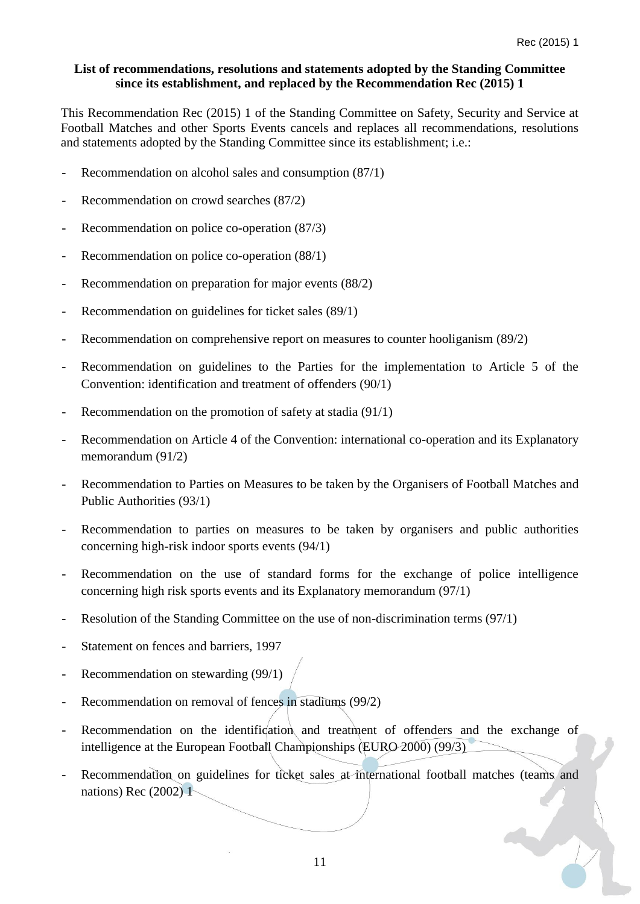**List of recommendations, resolutions and statements adopted by the Standing Committee since its establishment, and replaced by the Recommendation Rec (2015) 1**

This Recommendation Rec (2015) 1 of the Standing Committee on Safety, Security and Service at Football Matches and other Sports Events cancels and replaces all recommendations, resolutions and statements adopted by the Standing Committee since its establishment; i.e.:

- Recommendation on alcohol sales and consumption (87/1)
- Recommendation on crowd searches (87/2)
- Recommendation on police co-operation (87/3)
- Recommendation on police co-operation (88/1)
- Recommendation on preparation for major events (88/2)
- Recommendation on guidelines for ticket sales (89/1)
- Recommendation on comprehensive report on measures to counter hooliganism (89/2)
- Recommendation on guidelines to the Parties for the implementation to Article 5 of the Convention: identification and treatment of offenders (90/1)
- Recommendation on the promotion of safety at stadia (91/1)
- Recommendation on Article 4 of the Convention: international co-operation and its Explanatory memorandum (91/2)
- Recommendation to Parties on Measures to be taken by the Organisers of Football Matches and Public Authorities (93/1)
- Recommendation to parties on measures to be taken by organisers and public authorities concerning high-risk indoor sports events (94/1)
- Recommendation on the use of standard forms for the exchange of police intelligence concerning high risk sports events and its Explanatory memorandum (97/1)
- Resolution of the Standing Committee on the use of non-discrimination terms (97/1)
- Statement on fences and barriers, 1997
- Recommendation on stewarding (99/1)
- Recommendation on removal of fences in stadiums (99/2)
- Recommendation on the identification and treatment of offenders and the exchange of intelligence at the European Football Championships (EURO 2000) (99/3)
- Recommendation on guidelines for ticket sales at international football matches (teams and nations) Rec (2002) 1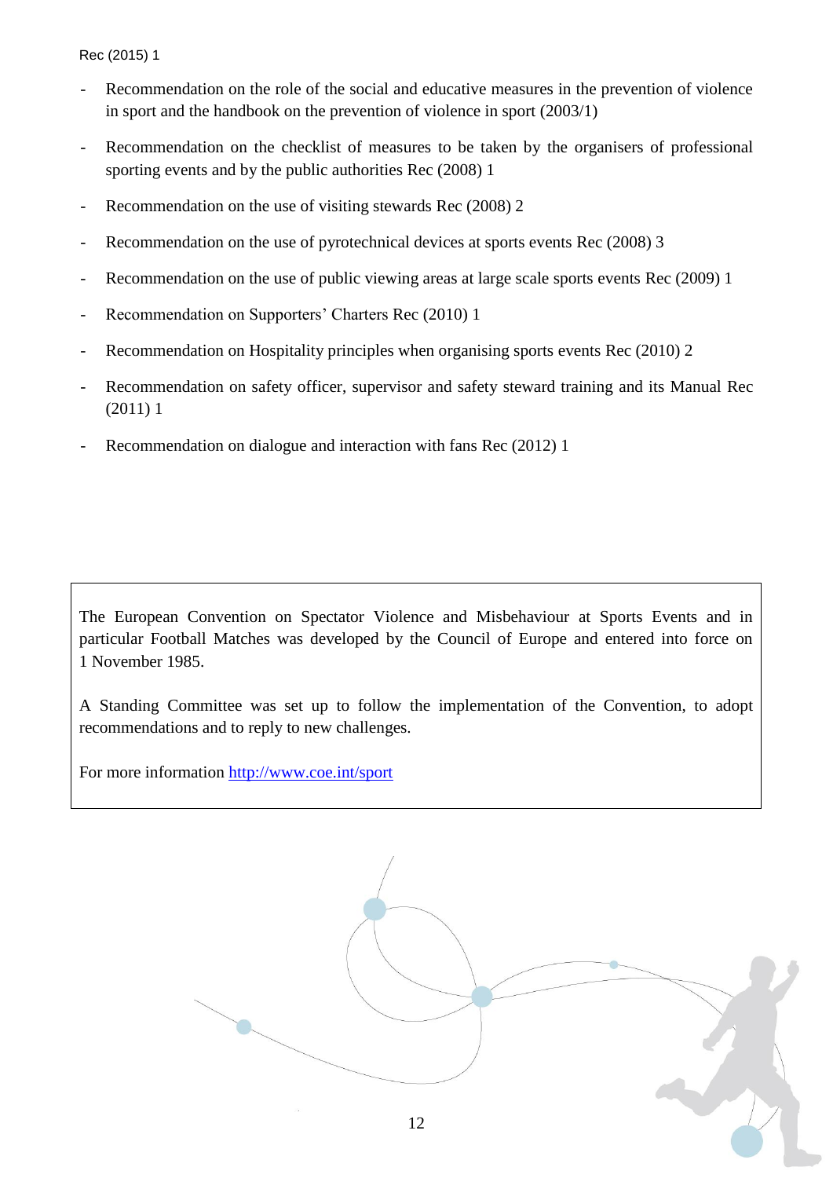- Recommendation on the role of the social and educative measures in the prevention of violence in sport and the handbook on the prevention of violence in sport (2003/1)
- Recommendation on the checklist of measures to be taken by the organisers of professional sporting events and by the public authorities Rec (2008) 1
- Recommendation on the use of visiting stewards Rec (2008) 2
- Recommendation on the use of pyrotechnical devices at sports events Rec (2008) 3
- Recommendation on the use of public viewing areas at large scale sports events Rec (2009) 1
- Recommendation on Supporters' Charters Rec (2010) 1
- Recommendation on Hospitality principles when organising sports events Rec (2010) 2
- Recommendation on safety officer, supervisor and safety steward training and its Manual Rec (2011) 1
- Recommendation on dialogue and interaction with fans Rec (2012) 1

The European Convention on Spectator Violence and Misbehaviour at Sports Events and in particular Football Matches was developed by the Council of Europe and entered into force on 1 November 1985.

A Standing Committee was set up to follow the implementation of the Convention, to adopt recommendations and to reply to new challenges.

For more information http://www.coe.int/sport